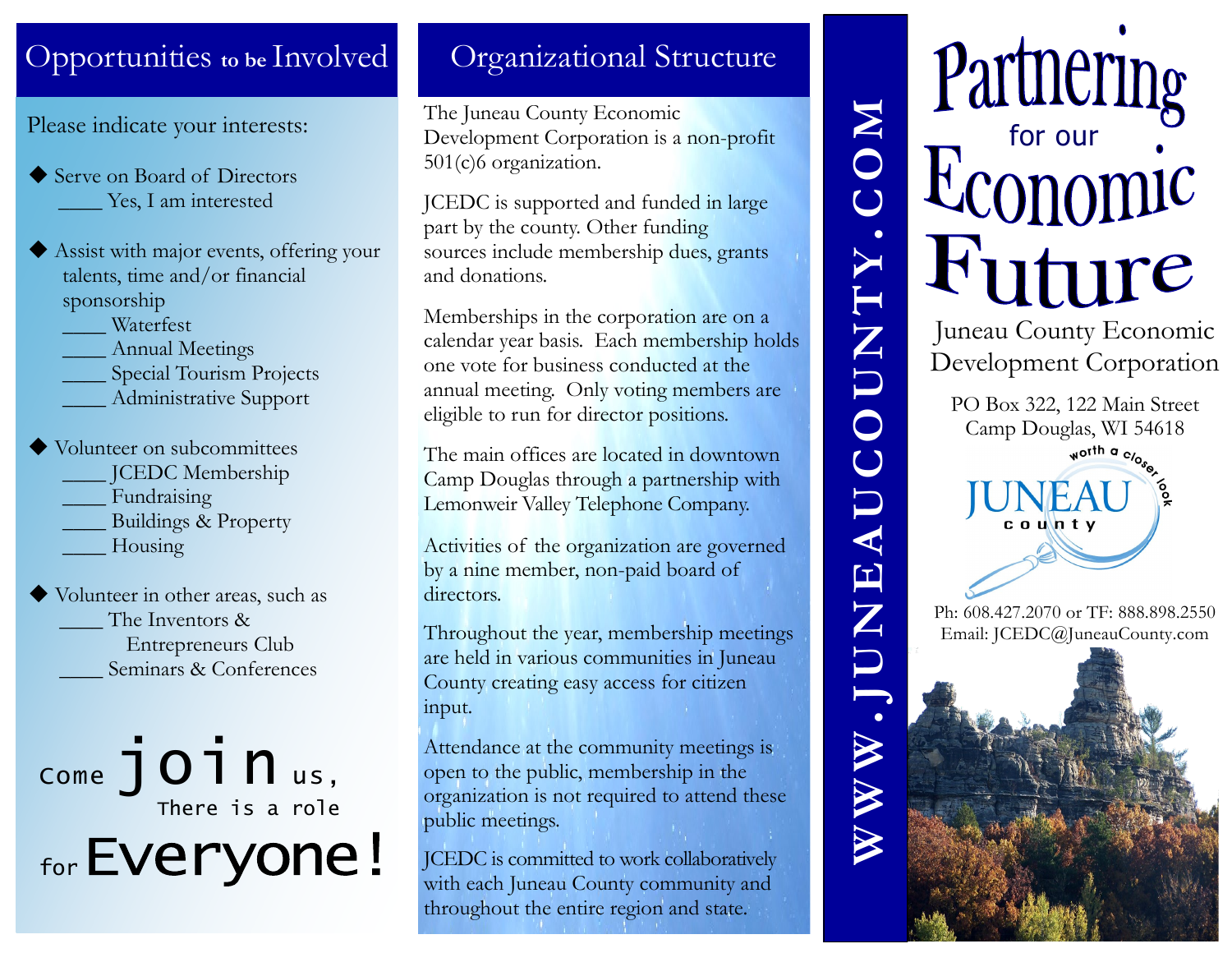## Opportunities to be Involved

Please indicate your interests:

- Serve on Board of Directors
  - ____ Yes, I am interested
- Assist with major events, offering your talents, time and/or financial sponsorship
  - ____ Waterfest
  - ____ Annual Meetings
  - ____ Special Tourism Projects
  - ____ Administrative Support
- Volunteer on subcommittees
  - ____ JCEDC Membership
  - ____ Fundraising
  - ____ Buildings & Property
  - ____ Housing
- Volunteer in other areas, such as
  - ____ The Inventors & Entrepreneurs Club
  - ____ Seminars & Conferences

Come **join** us,
There is a role
for **Everyone!**

## Organizational Structure

The Juneau County Economic Development Corporation is a non-profit 501(c)6 organization.

JCEDC is supported and funded in large part by the county. Other funding sources include membership dues, grants and donations.

Memberships in the corporation are on a calendar year basis. Each membership holds one vote for business conducted at the annual meeting. Only voting members are eligible to run for director positions.

The main offices are located in downtown Camp Douglas through a partnership with Lemonweir Valley Telephone Company.

Activities of the organization are governed by a nine member, non-paid board of directors.

Throughout the year, membership meetings are held in various communities in Juneau County creating easy access for citizen input.

Attendance at the community meetings is open to the public, membership in the organization is not required to attend these public meetings.

JCEDC is committed to work collaboratively with each Juneau County community and throughout the entire region and state.

WWW.JUNEAUCOUNTY.COM

# Partnering for our Economic Future

Juneau County Economic Development Corporation

PO Box 322, 122 Main Street
Camp Douglas, WI 54618

JUNEAU county — worth a closer look

Ph: 608.427.2070 or TF: 888.898.2550
Email: JCEDC@JuneauCounty.com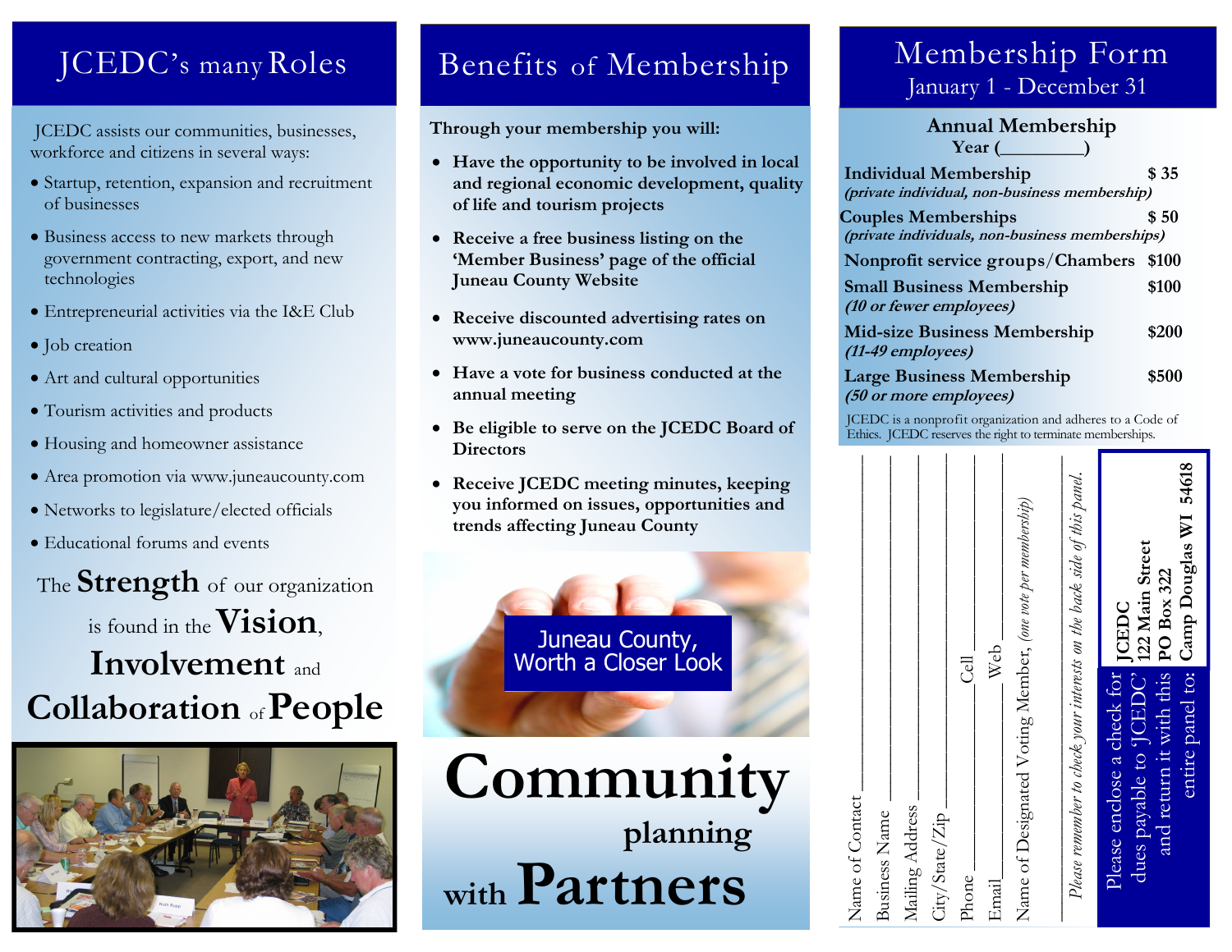# JCEDC's many Roles

JCEDC assists our communities, businesses, workforce and citizens in several ways:

- Startup, retention, expansion and recruitment of businesses
- Business access to new markets through government contracting, export, and new technologies
- Entrepreneurial activities via the I&E Club
- Job creation
- Art and cultural opportunities
- Tourism activities and products
- Housing and homeowner assistance
- Area promotion via www.juneaucounty.com
- Networks to legislature/elected officials
- Educational forums and events

The **Strength** of our organization is found in the **Vision**, **Involvement** and **Collaboration** of **People**

# Benefits of Membership

**Through your membership you will:**

- **Have the opportunity to be involved in local and regional economic development, quality of life and tourism projects**
- **Receive a free business listing on the 'Member Business' page of the official Juneau County Website**
- **Receive discounted advertising rates on www.juneaucounty.com**
- **Have a vote for business conducted at the annual meeting**
- **Be eligible to serve on the JCEDC Board of Directors**
- **Receive JCEDC meeting minutes, keeping you informed on issues, opportunities and trends affecting Juneau County**

Juneau County, Worth a Closer Look

**Community planning with Partners**

# Membership Form

January 1 - December 31

**Annual Membership**
**Year (________)**

| | |
|---|---|
| **Individual Membership** *(private individual, non-business membership)* | **$ 35** |
| **Couples Memberships** *(private individuals, non-business memberships)* | **$ 50** |
| **Nonprofit service groups/Chambers** | **$100** |
| **Small Business Membership** *(10 or fewer employees)* | **$100** |
| **Mid-size Business Membership** *(11-49 employees)* | **$200** |
| **Large Business Membership** *(50 or more employees)* | **$500** |

JCEDC is a nonprofit organization and adheres to a Code of Ethics. JCEDC reserves the right to terminate memberships.

Name of Contact ______________________

Business Name ______________________

Mailing Address ______________________

City/State/Zip ______________________

Phone ______________ Cell ______________

Email ______________ Web ______________

Name of Designated Voting Member, *(one vote per membership)* ______________________

*Please remember to check your interests on the back side of this panel.*

Please enclose a check for dues payable to 'JCEDC' and return it with this entire panel to:

**JCEDC**
**122 Main Street**
**PO Box 322**
**Camp Douglas WI 54618**